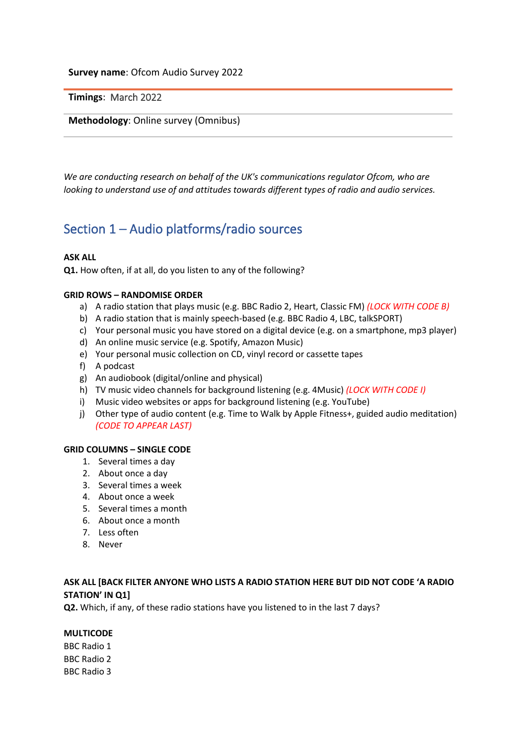**Survey name**: Ofcom Audio Survey 2022

**Timings**: March 2022

**Methodology**: Online survey (Omnibus)

*We are conducting research on behalf of the UK's communications regulator Ofcom, who are looking to understand use of and attitudes towards different types of radio and audio services.*

## Section 1 – Audio platforms/radio sources

**ASK ALL**

**Q1.** How often, if at all, do you listen to any of the following?

**GRID ROWS – RANDOMISE ORDER**

a) A radio station that plays music (e.g. BBC Radio 2, Heart, Classic FM) *(LOCK WITH CODE B)*
b) A radio station that is mainly speech-based (e.g. BBC Radio 4, LBC, talkSPORT)
c) Your personal music you have stored on a digital device (e.g. on a smartphone, mp3 player)
d) An online music service (e.g. Spotify, Amazon Music)
e) Your personal music collection on CD, vinyl record or cassette tapes
f) A podcast
g) An audiobook (digital/online and physical)
h) TV music video channels for background listening (e.g. 4Music) *(LOCK WITH CODE I)*
i) Music video websites or apps for background listening (e.g. YouTube)
j) Other type of audio content (e.g. Time to Walk by Apple Fitness+, guided audio meditation) *(CODE TO APPEAR LAST)*

**GRID COLUMNS – SINGLE CODE**

1. Several times a day
2. About once a day
3. Several times a week
4. About once a week
5. Several times a month
6. About once a month
7. Less often
8. Never

**ASK ALL [BACK FILTER ANYONE WHO LISTS A RADIO STATION HERE BUT DID NOT CODE 'A RADIO STATION' IN Q1]**

**Q2.** Which, if any, of these radio stations have you listened to in the last 7 days?

**MULTICODE**

BBC Radio 1
BBC Radio 2
BBC Radio 3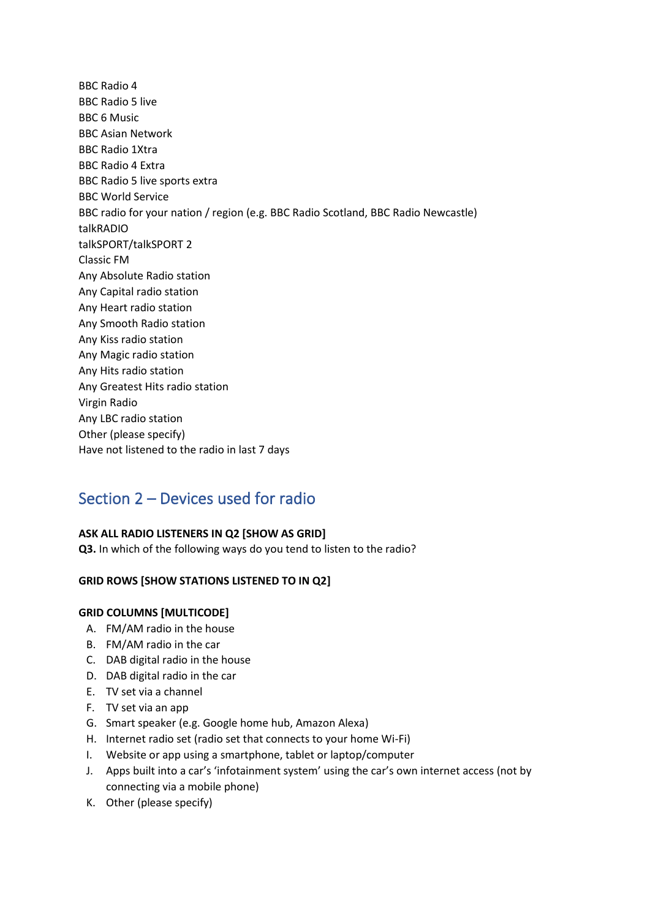BBC Radio 4
BBC Radio 5 live
BBC 6 Music
BBC Asian Network
BBC Radio 1Xtra
BBC Radio 4 Extra
BBC Radio 5 live sports extra
BBC World Service
BBC radio for your nation / region (e.g. BBC Radio Scotland, BBC Radio Newcastle)
talkRADIO
talkSPORT/talkSPORT 2
Classic FM
Any Absolute Radio station
Any Capital radio station
Any Heart radio station
Any Smooth Radio station
Any Kiss radio station
Any Magic radio station
Any Hits radio station
Any Greatest Hits radio station
Virgin Radio
Any LBC radio station
Other (please specify)
Have not listened to the radio in last 7 days

## Section 2 – Devices used for radio

**ASK ALL RADIO LISTENERS IN Q2 [SHOW AS GRID]**
**Q3.** In which of the following ways do you tend to listen to the radio?

**GRID ROWS [SHOW STATIONS LISTENED TO IN Q2]**

**GRID COLUMNS [MULTICODE]**

A. FM/AM radio in the house
B. FM/AM radio in the car
C. DAB digital radio in the house
D. DAB digital radio in the car
E. TV set via a channel
F. TV set via an app
G. Smart speaker (e.g. Google home hub, Amazon Alexa)
H. Internet radio set (radio set that connects to your home Wi-Fi)
I. Website or app using a smartphone, tablet or laptop/computer
J. Apps built into a car's 'infotainment system' using the car's own internet access (not by connecting via a mobile phone)
K. Other (please specify)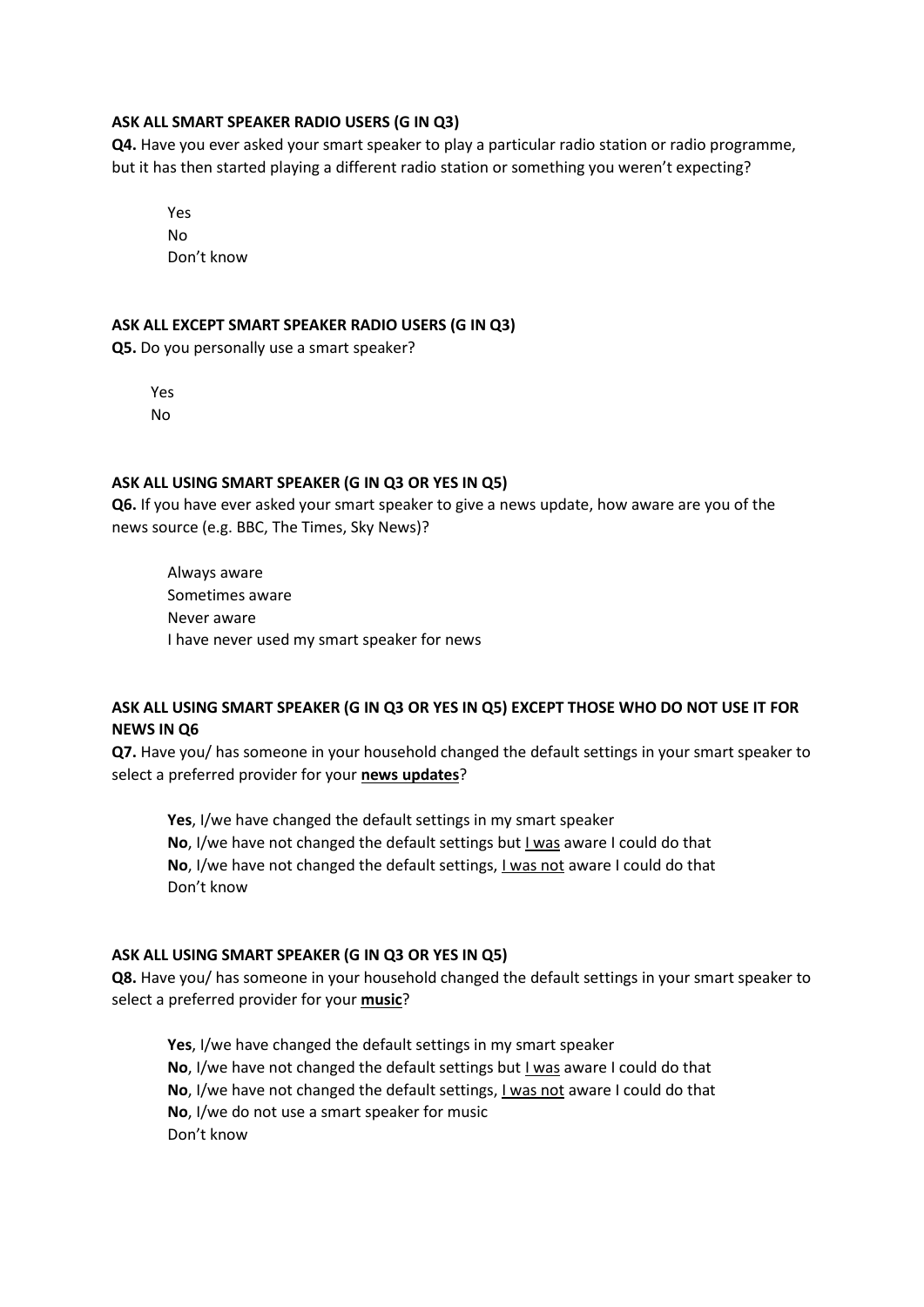**ASK ALL SMART SPEAKER RADIO USERS (G IN Q3)**

**Q4.** Have you ever asked your smart speaker to play a particular radio station or radio programme, but it has then started playing a different radio station or something you weren't expecting?

Yes
No
Don't know

**ASK ALL EXCEPT SMART SPEAKER RADIO USERS (G IN Q3)**

**Q5.** Do you personally use a smart speaker?

Yes
No

**ASK ALL USING SMART SPEAKER (G IN Q3 OR YES IN Q5)**

**Q6.** If you have ever asked your smart speaker to give a news update, how aware are you of the news source (e.g. BBC, The Times, Sky News)?

Always aware
Sometimes aware
Never aware
I have never used my smart speaker for news

**ASK ALL USING SMART SPEAKER (G IN Q3 OR YES IN Q5) EXCEPT THOSE WHO DO NOT USE IT FOR NEWS IN Q6**

**Q7.** Have you/ has someone in your household changed the default settings in your smart speaker to select a preferred provider for your **news updates**?

**Yes**, I/we have changed the default settings in my smart speaker
**No**, I/we have not changed the default settings but I was aware I could do that
**No**, I/we have not changed the default settings, I was not aware I could do that
Don't know

**ASK ALL USING SMART SPEAKER (G IN Q3 OR YES IN Q5)**

**Q8.** Have you/ has someone in your household changed the default settings in your smart speaker to select a preferred provider for your **music**?

**Yes**, I/we have changed the default settings in my smart speaker
**No**, I/we have not changed the default settings but I was aware I could do that
**No**, I/we have not changed the default settings, I was not aware I could do that
**No**, I/we do not use a smart speaker for music
Don't know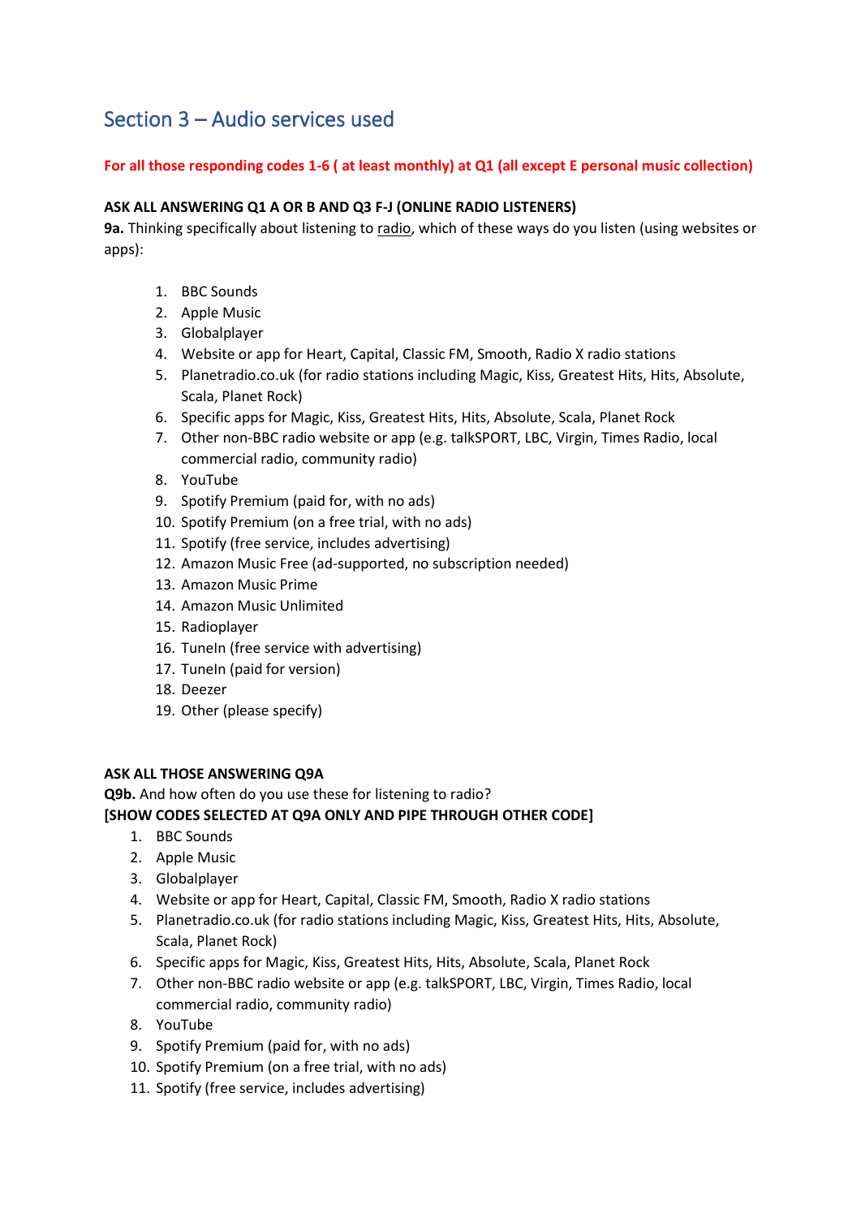## Section 3 – Audio services used

**For all those responding codes 1-6 ( at least monthly) at Q1 (all except E personal music collection)**

**ASK ALL ANSWERING Q1 A OR B AND Q3 F-J (ONLINE RADIO LISTENERS)**

**9a.** Thinking specifically about listening to radio, which of these ways do you listen (using websites or apps):

1. BBC Sounds
2. Apple Music
3. Globalplayer
4. Website or app for Heart, Capital, Classic FM, Smooth, Radio X radio stations
5. Planetradio.co.uk (for radio stations including Magic, Kiss, Greatest Hits, Hits, Absolute, Scala, Planet Rock)
6. Specific apps for Magic, Kiss, Greatest Hits, Hits, Absolute, Scala, Planet Rock
7. Other non-BBC radio website or app (e.g. talkSPORT, LBC, Virgin, Times Radio, local commercial radio, community radio)
8. YouTube
9. Spotify Premium (paid for, with no ads)
10. Spotify Premium (on a free trial, with no ads)
11. Spotify (free service, includes advertising)
12. Amazon Music Free (ad-supported, no subscription needed)
13. Amazon Music Prime
14. Amazon Music Unlimited
15. Radioplayer
16. TuneIn (free service with advertising)
17. TuneIn (paid for version)
18. Deezer
19. Other (please specify)

**ASK ALL THOSE ANSWERING Q9A**

**Q9b.** And how often do you use these for listening to radio?

**[SHOW CODES SELECTED AT Q9A ONLY AND PIPE THROUGH OTHER CODE]**

1. BBC Sounds
2. Apple Music
3. Globalplayer
4. Website or app for Heart, Capital, Classic FM, Smooth, Radio X radio stations
5. Planetradio.co.uk (for radio stations including Magic, Kiss, Greatest Hits, Hits, Absolute, Scala, Planet Rock)
6. Specific apps for Magic, Kiss, Greatest Hits, Hits, Absolute, Scala, Planet Rock
7. Other non-BBC radio website or app (e.g. talkSPORT, LBC, Virgin, Times Radio, local commercial radio, community radio)
8. YouTube
9. Spotify Premium (paid for, with no ads)
10. Spotify Premium (on a free trial, with no ads)
11. Spotify (free service, includes advertising)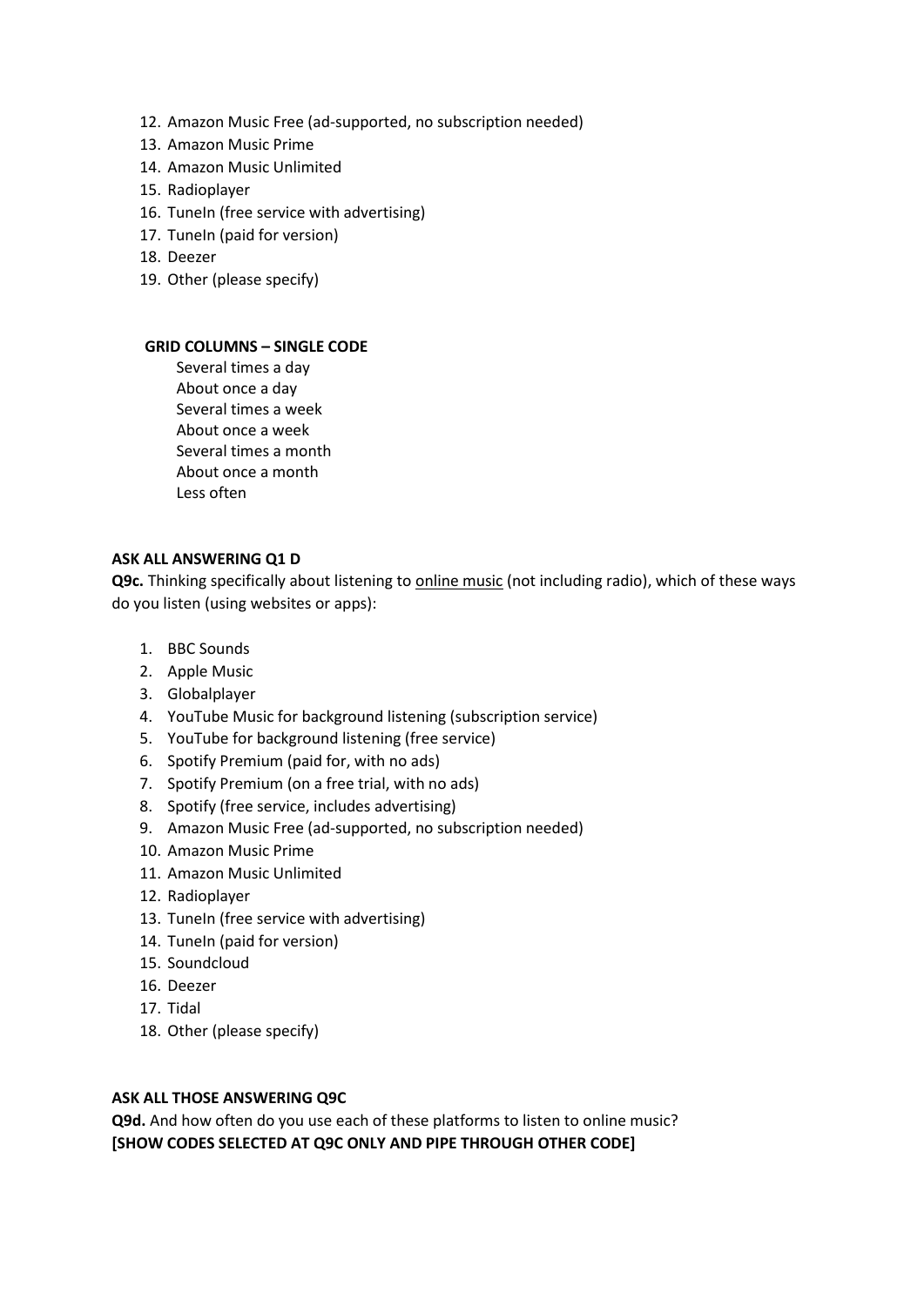12. Amazon Music Free (ad-supported, no subscription needed)
13. Amazon Music Prime
14. Amazon Music Unlimited
15. Radioplayer
16. TuneIn (free service with advertising)
17. TuneIn (paid for version)
18. Deezer
19. Other (please specify)

**GRID COLUMNS – SINGLE CODE**

Several times a day
About once a day
Several times a week
About once a week
Several times a month
About once a month
Less often

**ASK ALL ANSWERING Q1 D**

**Q9c.** Thinking specifically about listening to <u>online music</u> (not including radio), which of these ways do you listen (using websites or apps):

1. BBC Sounds
2. Apple Music
3. Globalplayer
4. YouTube Music for background listening (subscription service)
5. YouTube for background listening (free service)
6. Spotify Premium (paid for, with no ads)
7. Spotify Premium (on a free trial, with no ads)
8. Spotify (free service, includes advertising)
9. Amazon Music Free (ad-supported, no subscription needed)
10. Amazon Music Prime
11. Amazon Music Unlimited
12. Radioplayer
13. TuneIn (free service with advertising)
14. TuneIn (paid for version)
15. Soundcloud
16. Deezer
17. Tidal
18. Other (please specify)

**ASK ALL THOSE ANSWERING Q9C**

**Q9d.** And how often do you use each of these platforms to listen to online music?
**[SHOW CODES SELECTED AT Q9C ONLY AND PIPE THROUGH OTHER CODE]**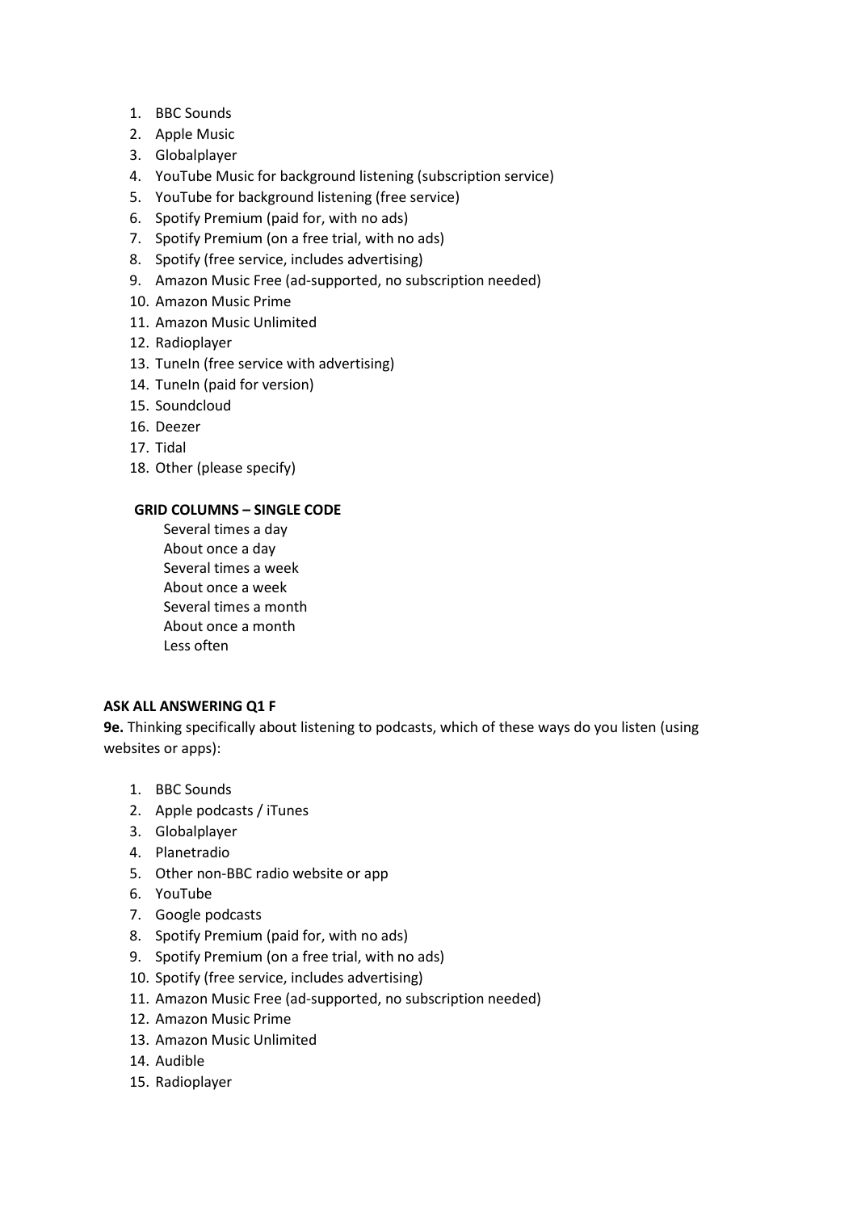1. BBC Sounds
2. Apple Music
3. Globalplayer
4. YouTube Music for background listening (subscription service)
5. YouTube for background listening (free service)
6. Spotify Premium (paid for, with no ads)
7. Spotify Premium (on a free trial, with no ads)
8. Spotify (free service, includes advertising)
9. Amazon Music Free (ad-supported, no subscription needed)
10. Amazon Music Prime
11. Amazon Music Unlimited
12. Radioplayer
13. TuneIn (free service with advertising)
14. TuneIn (paid for version)
15. Soundcloud
16. Deezer
17. Tidal
18. Other (please specify)

**GRID COLUMNS – SINGLE CODE**

Several times a day
About once a day
Several times a week
About once a week
Several times a month
About once a month
Less often

**ASK ALL ANSWERING Q1 F**

**9e.** Thinking specifically about listening to podcasts, which of these ways do you listen (using websites or apps):

1. BBC Sounds
2. Apple podcasts / iTunes
3. Globalplayer
4. Planetradio
5. Other non-BBC radio website or app
6. YouTube
7. Google podcasts
8. Spotify Premium (paid for, with no ads)
9. Spotify Premium (on a free trial, with no ads)
10. Spotify (free service, includes advertising)
11. Amazon Music Free (ad-supported, no subscription needed)
12. Amazon Music Prime
13. Amazon Music Unlimited
14. Audible
15. Radioplayer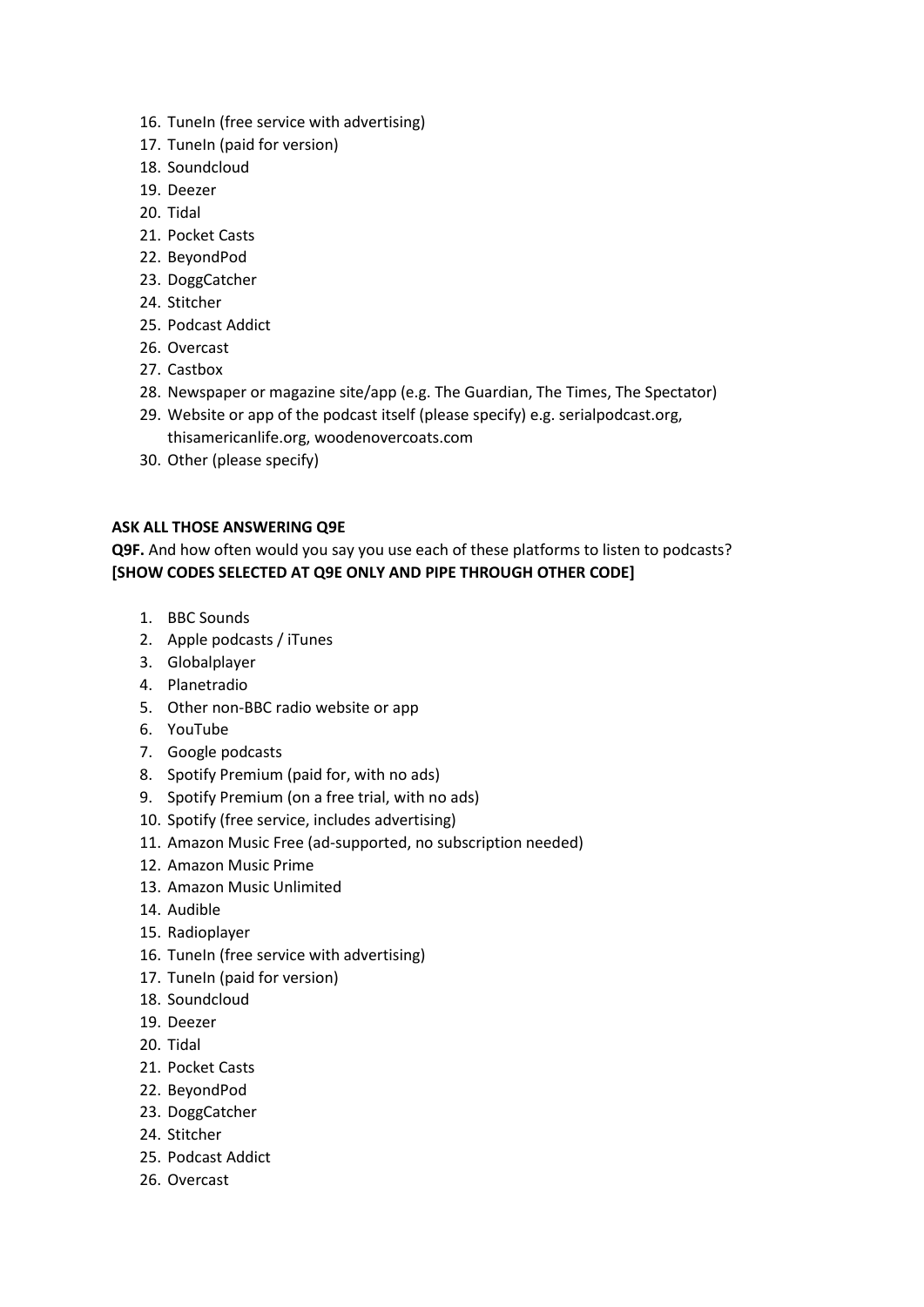16. TuneIn (free service with advertising)
17. TuneIn (paid for version)
18. Soundcloud
19. Deezer
20. Tidal
21. Pocket Casts
22. BeyondPod
23. DoggCatcher
24. Stitcher
25. Podcast Addict
26. Overcast
27. Castbox
28. Newspaper or magazine site/app (e.g. The Guardian, The Times, The Spectator)
29. Website or app of the podcast itself (please specify) e.g. serialpodcast.org, thisamericanlife.org, woodenovercoats.com
30. Other (please specify)

**ASK ALL THOSE ANSWERING Q9E**

**Q9F.** And how often would you say you use each of these platforms to listen to podcasts? **[SHOW CODES SELECTED AT Q9E ONLY AND PIPE THROUGH OTHER CODE]**

1. BBC Sounds
2. Apple podcasts / iTunes
3. Globalplayer
4. Planetradio
5. Other non-BBC radio website or app
6. YouTube
7. Google podcasts
8. Spotify Premium (paid for, with no ads)
9. Spotify Premium (on a free trial, with no ads)
10. Spotify (free service, includes advertising)
11. Amazon Music Free (ad-supported, no subscription needed)
12. Amazon Music Prime
13. Amazon Music Unlimited
14. Audible
15. Radioplayer
16. TuneIn (free service with advertising)
17. TuneIn (paid for version)
18. Soundcloud
19. Deezer
20. Tidal
21. Pocket Casts
22. BeyondPod
23. DoggCatcher
24. Stitcher
25. Podcast Addict
26. Overcast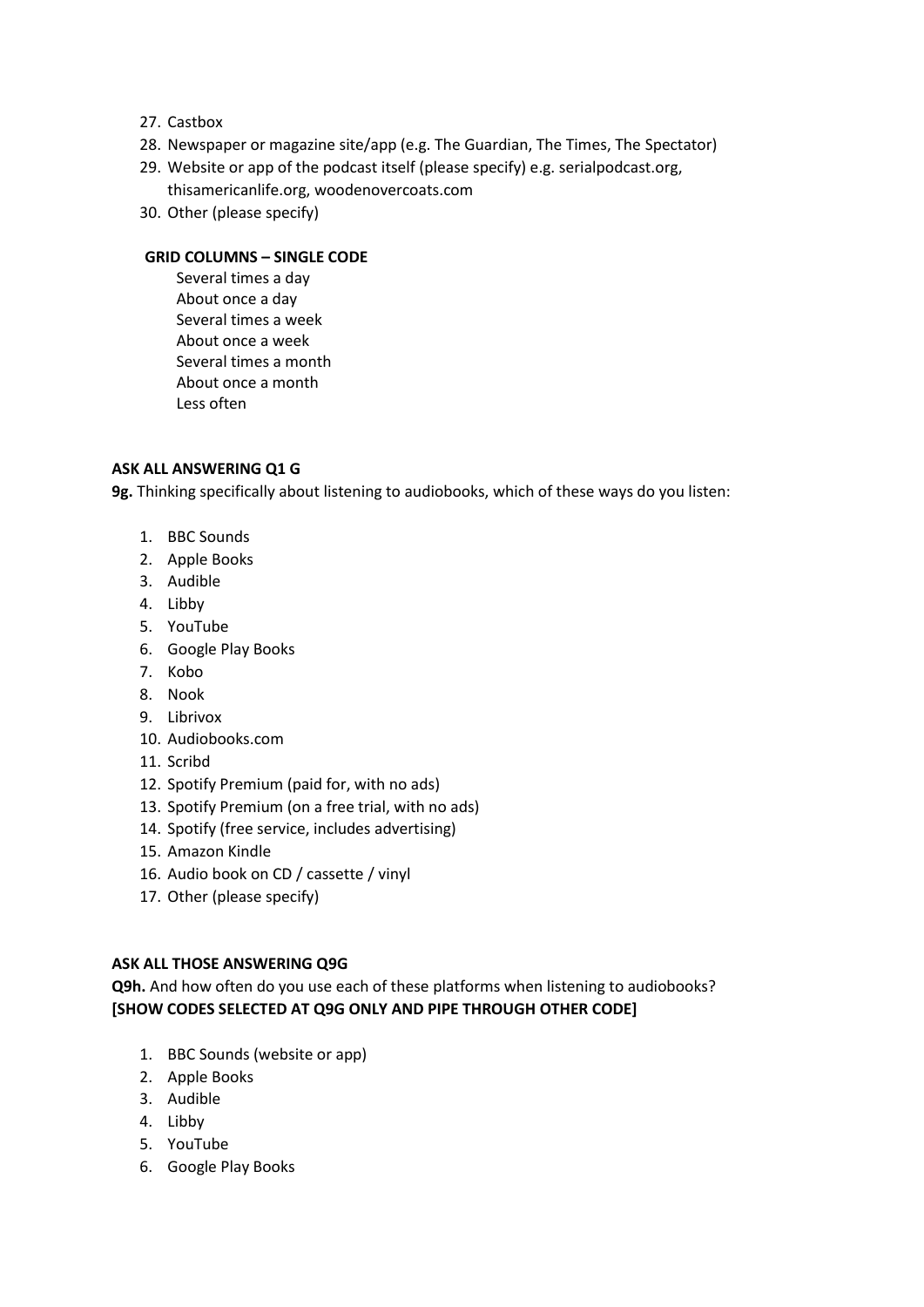27. Castbox
28. Newspaper or magazine site/app (e.g. The Guardian, The Times, The Spectator)
29. Website or app of the podcast itself (please specify) e.g. serialpodcast.org, thisamericanlife.org, woodenovercoats.com
30. Other (please specify)

**GRID COLUMNS – SINGLE CODE**

Several times a day
About once a day
Several times a week
About once a week
Several times a month
About once a month
Less often

**ASK ALL ANSWERING Q1 G**

**9g.** Thinking specifically about listening to audiobooks, which of these ways do you listen:

1. BBC Sounds
2. Apple Books
3. Audible
4. Libby
5. YouTube
6. Google Play Books
7. Kobo
8. Nook
9. Librivox
10. Audiobooks.com
11. Scribd
12. Spotify Premium (paid for, with no ads)
13. Spotify Premium (on a free trial, with no ads)
14. Spotify (free service, includes advertising)
15. Amazon Kindle
16. Audio book on CD / cassette / vinyl
17. Other (please specify)

**ASK ALL THOSE ANSWERING Q9G**

**Q9h.** And how often do you use each of these platforms when listening to audiobooks?
**[SHOW CODES SELECTED AT Q9G ONLY AND PIPE THROUGH OTHER CODE]**

1. BBC Sounds (website or app)
2. Apple Books
3. Audible
4. Libby
5. YouTube
6. Google Play Books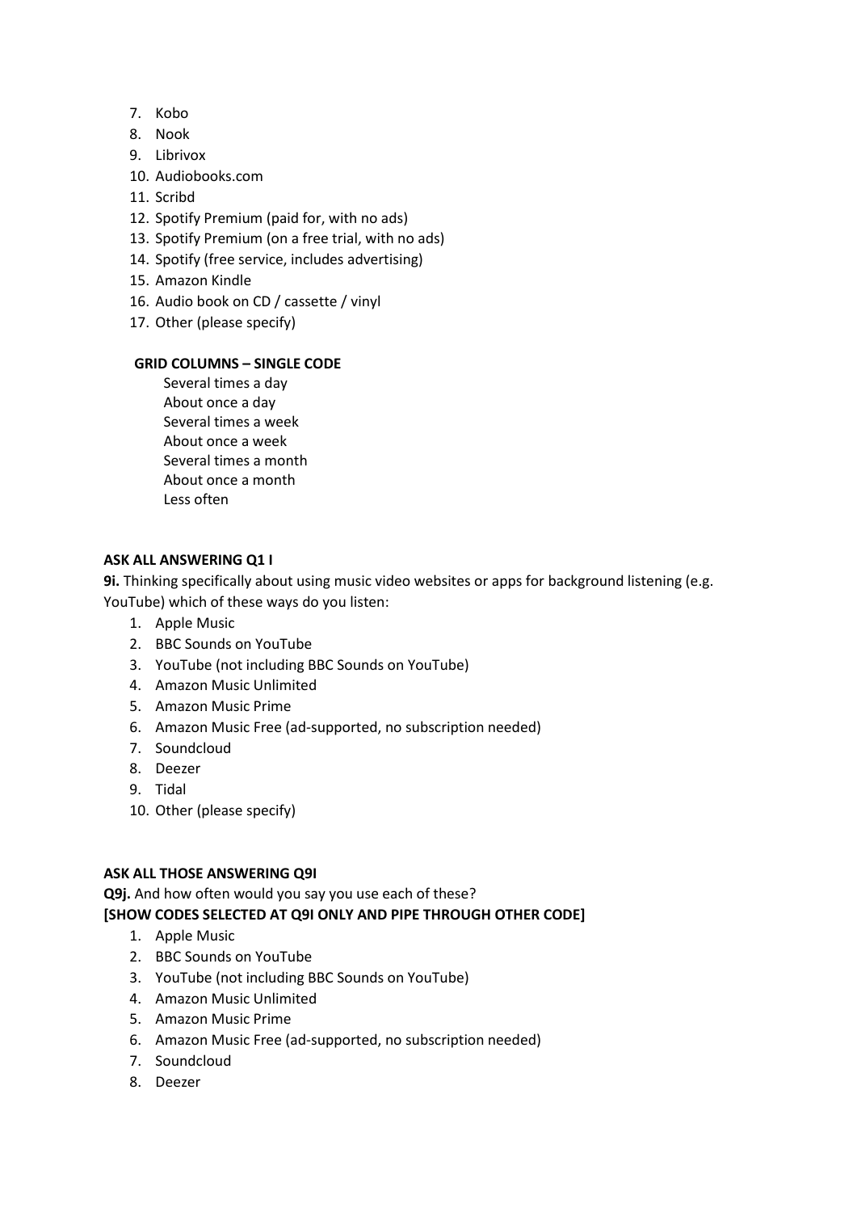7. Kobo
8. Nook
9. Librivox
10. Audiobooks.com
11. Scribd
12. Spotify Premium (paid for, with no ads)
13. Spotify Premium (on a free trial, with no ads)
14. Spotify (free service, includes advertising)
15. Amazon Kindle
16. Audio book on CD / cassette / vinyl
17. Other (please specify)

**GRID COLUMNS – SINGLE CODE**

Several times a day
About once a day
Several times a week
About once a week
Several times a month
About once a month
Less often

**ASK ALL ANSWERING Q1 I**

**9i.** Thinking specifically about using music video websites or apps for background listening (e.g. YouTube) which of these ways do you listen:

1. Apple Music
2. BBC Sounds on YouTube
3. YouTube (not including BBC Sounds on YouTube)
4. Amazon Music Unlimited
5. Amazon Music Prime
6. Amazon Music Free (ad-supported, no subscription needed)
7. Soundcloud
8. Deezer
9. Tidal
10. Other (please specify)

**ASK ALL THOSE ANSWERING Q9I**

**Q9j.** And how often would you say you use each of these?

**[SHOW CODES SELECTED AT Q9I ONLY AND PIPE THROUGH OTHER CODE]**

1. Apple Music
2. BBC Sounds on YouTube
3. YouTube (not including BBC Sounds on YouTube)
4. Amazon Music Unlimited
5. Amazon Music Prime
6. Amazon Music Free (ad-supported, no subscription needed)
7. Soundcloud
8. Deezer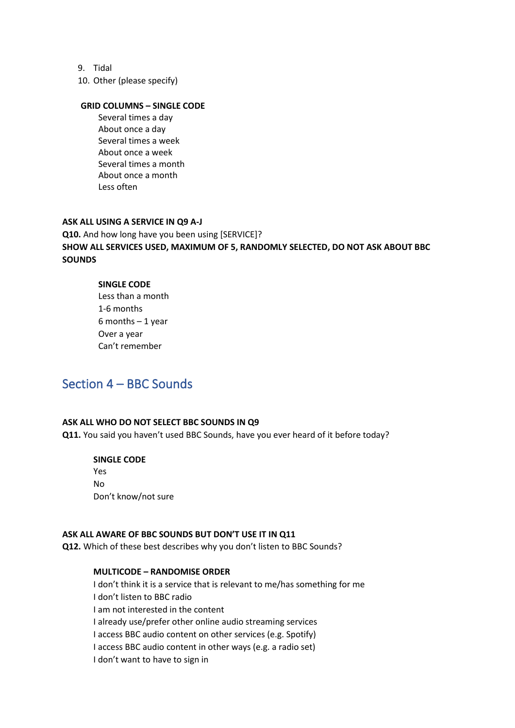9. Tidal
10. Other (please specify)

**GRID COLUMNS – SINGLE CODE**

Several times a day
About once a day
Several times a week
About once a week
Several times a month
About once a month
Less often

**ASK ALL USING A SERVICE IN Q9 A-J**

**Q10.** And how long have you been using [SERVICE]?

**SHOW ALL SERVICES USED, MAXIMUM OF 5, RANDOMLY SELECTED, DO NOT ASK ABOUT BBC SOUNDS**

**SINGLE CODE**

Less than a month
1-6 months
6 months – 1 year
Over a year
Can't remember

## Section 4 – BBC Sounds

**ASK ALL WHO DO NOT SELECT BBC SOUNDS IN Q9**

**Q11.** You said you haven't used BBC Sounds, have you ever heard of it before today?

**SINGLE CODE**

Yes
No
Don't know/not sure

**ASK ALL AWARE OF BBC SOUNDS BUT DON'T USE IT IN Q11**

**Q12.** Which of these best describes why you don't listen to BBC Sounds?

**MULTICODE – RANDOMISE ORDER**

I don't think it is a service that is relevant to me/has something for me
I don't listen to BBC radio
I am not interested in the content
I already use/prefer other online audio streaming services
I access BBC audio content on other services (e.g. Spotify)
I access BBC audio content in other ways (e.g. a radio set)
I don't want to have to sign in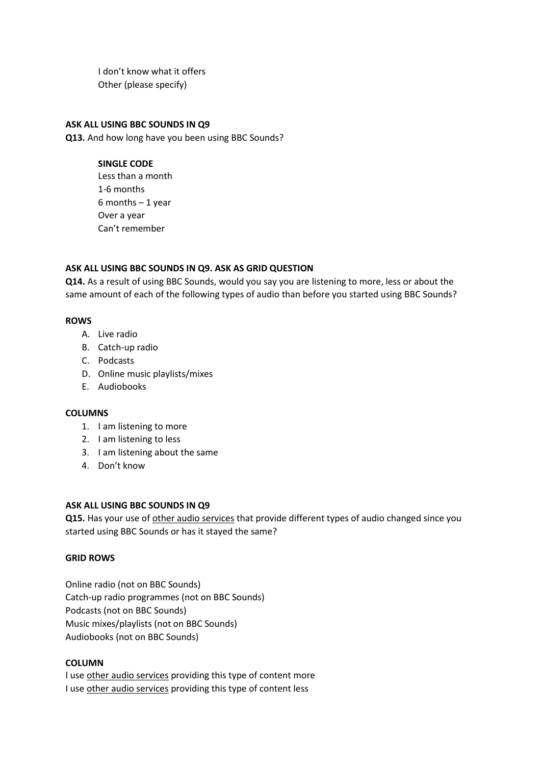I don't know what it offers
Other (please specify)

**ASK ALL USING BBC SOUNDS IN Q9**

**Q13.** And how long have you been using BBC Sounds?

**SINGLE CODE**

Less than a month
1-6 months
6 months – 1 year
Over a year
Can't remember

**ASK ALL USING BBC SOUNDS IN Q9. ASK AS GRID QUESTION**

**Q14.** As a result of using BBC Sounds, would you say you are listening to more, less or about the same amount of each of the following types of audio than before you started using BBC Sounds?

**ROWS**

A. Live radio
B. Catch-up radio
C. Podcasts
D. Online music playlists/mixes
E. Audiobooks

**COLUMNS**

1. I am listening to more
2. I am listening to less
3. I am listening about the same
4. Don't know

**ASK ALL USING BBC SOUNDS IN Q9**

**Q15.** Has your use of <u>other audio services</u> that provide different types of audio changed since you started using BBC Sounds or has it stayed the same?

**GRID ROWS**

Online radio (not on BBC Sounds)
Catch-up radio programmes (not on BBC Sounds)
Podcasts (not on BBC Sounds)
Music mixes/playlists (not on BBC Sounds)
Audiobooks (not on BBC Sounds)

**COLUMN**

I use <u>other audio services</u> providing this type of content more
I use <u>other audio services</u> providing this type of content less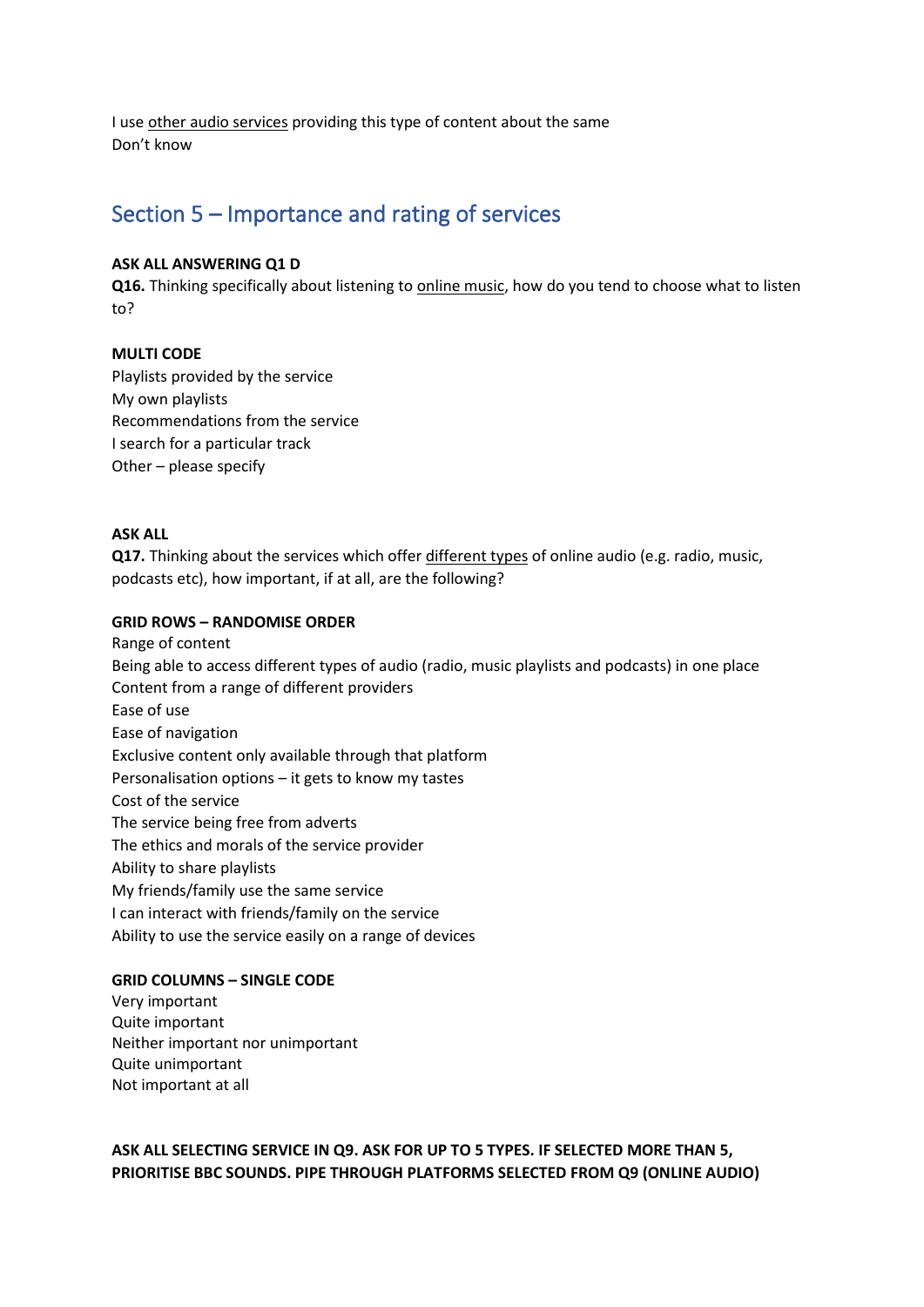I use <u>other audio services</u> providing this type of content about the same
Don't know

## Section 5 – Importance and rating of services

**ASK ALL ANSWERING Q1 D**

**Q16.** Thinking specifically about listening to <u>online music</u>, how do you tend to choose what to listen to?

**MULTI CODE**

Playlists provided by the service
My own playlists
Recommendations from the service
I search for a particular track
Other – please specify

**ASK ALL**

**Q17.** Thinking about the services which offer <u>different types</u> of online audio (e.g. radio, music, podcasts etc), how important, if at all, are the following?

**GRID ROWS – RANDOMISE ORDER**

Range of content
Being able to access different types of audio (radio, music playlists and podcasts) in one place
Content from a range of different providers
Ease of use
Ease of navigation
Exclusive content only available through that platform
Personalisation options – it gets to know my tastes
Cost of the service
The service being free from adverts
The ethics and morals of the service provider
Ability to share playlists
My friends/family use the same service
I can interact with friends/family on the service
Ability to use the service easily on a range of devices

**GRID COLUMNS – SINGLE CODE**

Very important
Quite important
Neither important nor unimportant
Quite unimportant
Not important at all

**ASK ALL SELECTING SERVICE IN Q9. ASK FOR UP TO 5 TYPES. IF SELECTED MORE THAN 5, PRIORITISE BBC SOUNDS. PIPE THROUGH PLATFORMS SELECTED FROM Q9 (ONLINE AUDIO)**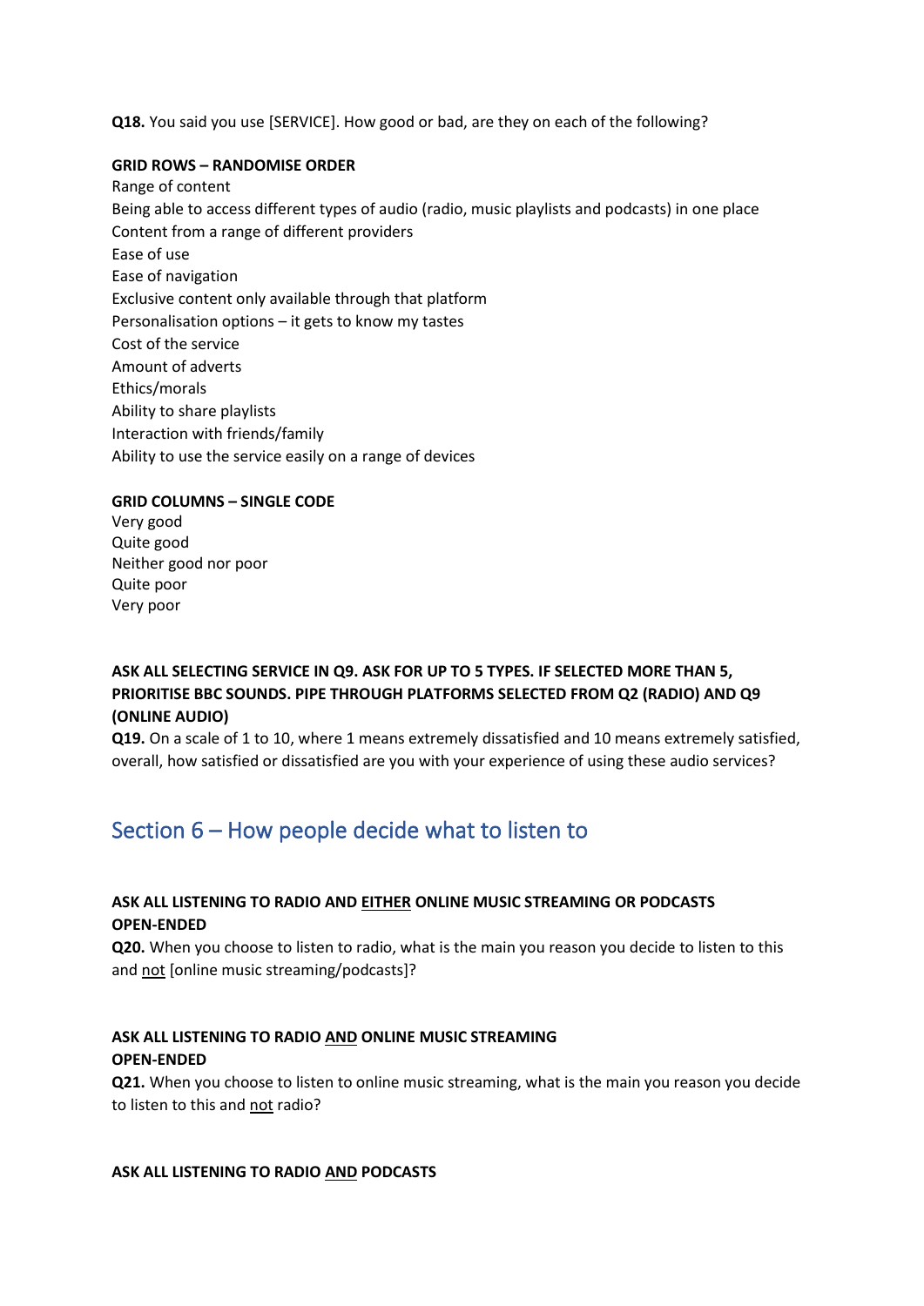**Q18.** You said you use [SERVICE]. How good or bad, are they on each of the following?

**GRID ROWS – RANDOMISE ORDER**

Range of content
Being able to access different types of audio (radio, music playlists and podcasts) in one place
Content from a range of different providers
Ease of use
Ease of navigation
Exclusive content only available through that platform
Personalisation options – it gets to know my tastes
Cost of the service
Amount of adverts
Ethics/morals
Ability to share playlists
Interaction with friends/family
Ability to use the service easily on a range of devices

**GRID COLUMNS – SINGLE CODE**

Very good
Quite good
Neither good nor poor
Quite poor
Very poor

**ASK ALL SELECTING SERVICE IN Q9. ASK FOR UP TO 5 TYPES. IF SELECTED MORE THAN 5, PRIORITISE BBC SOUNDS. PIPE THROUGH PLATFORMS SELECTED FROM Q2 (RADIO) AND Q9 (ONLINE AUDIO)**

**Q19.** On a scale of 1 to 10, where 1 means extremely dissatisfied and 10 means extremely satisfied, overall, how satisfied or dissatisfied are you with your experience of using these audio services?

## Section 6 – How people decide what to listen to

**ASK ALL LISTENING TO RADIO AND <u>EITHER</u> ONLINE MUSIC STREAMING OR PODCASTS**
**OPEN-ENDED**

**Q20.** When you choose to listen to radio, what is the main you reason you decide to listen to this and <u>not</u> [online music streaming/podcasts]?

**ASK ALL LISTENING TO RADIO <u>AND</u> ONLINE MUSIC STREAMING**
**OPEN-ENDED**

**Q21.** When you choose to listen to online music streaming, what is the main you reason you decide to listen to this and <u>not</u> radio?

**ASK ALL LISTENING TO RADIO <u>AND</u> PODCASTS**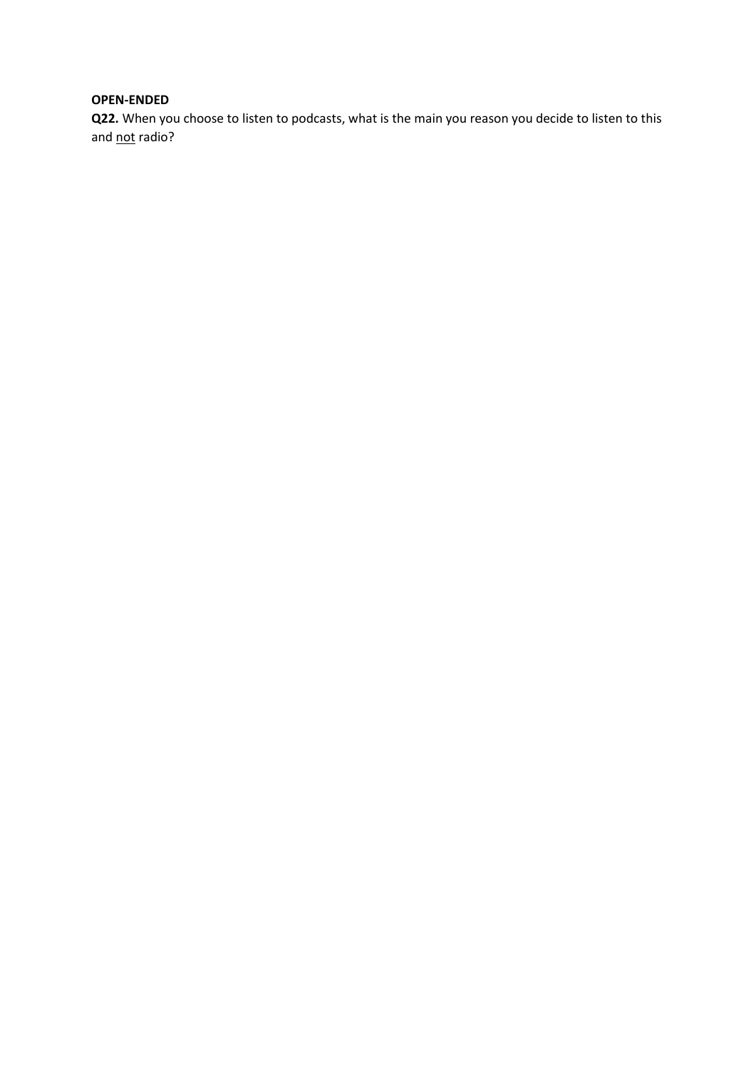**OPEN-ENDED**

**Q22.** When you choose to listen to podcasts, what is the main you reason you decide to listen to this and <u>not</u> radio?